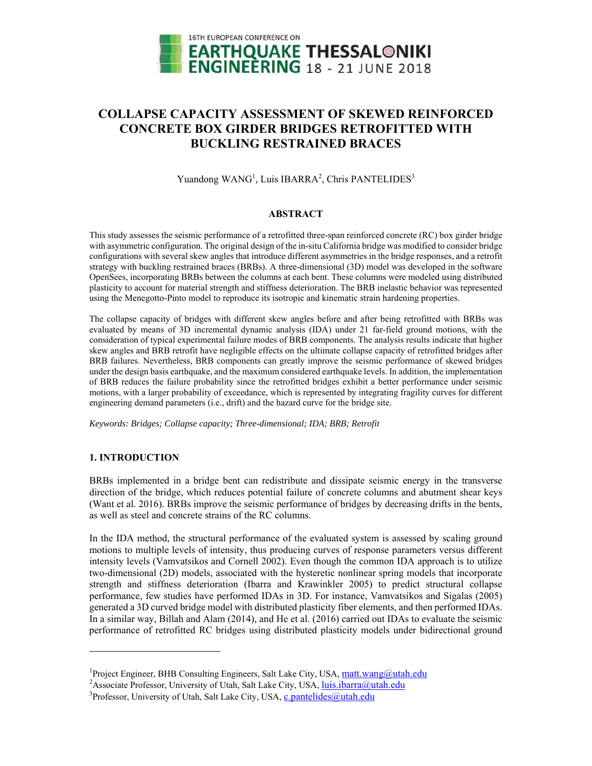# COLLAPSE CAPACITY ASSESSMENT OF SKEWED REINFORCED CONCRETE BOX GIRDER BRIDGES RETROFITTED WITH BUCKLING RESTRAINED BRACES

Yuandong WANG[1], Luis IBARRA[2], Chris PANTELIDES[3]

## ABSTRACT

This study assesses the seismic performance of a retrofitted three-span reinforced concrete (RC) box girder bridge with asymmetric configuration. The original design of the in-situ California bridge was modified to consider bridge configurations with several skew angles that introduce different asymmetries in the bridge responses, and a retrofit strategy with buckling restrained braces (BRBs). A three-dimensional (3D) model was developed in the software OpenSees, incorporating BRBs between the columns at each bent. These columns were modeled using distributed plasticity to account for material strength and stiffness deterioration. The BRB inelastic behavior was represented using the Menegotto-Pinto model to reproduce its isotropic and kinematic strain hardening properties.

The collapse capacity of bridges with different skew angles before and after being retrofitted with BRBs was evaluated by means of 3D incremental dynamic analysis (IDA) under 21 far-field ground motions, with the consideration of typical experimental failure modes of BRB components. The analysis results indicate that higher skew angles and BRB retrofit have negligible effects on the ultimate collapse capacity of retrofitted bridges after BRB failures. Nevertheless, BRB components can greatly improve the seismic performance of skewed bridges under the design basis earthquake, and the maximum considered earthquake levels. In addition, the implementation of BRB reduces the failure probability since the retrofitted bridges exhibit a better performance under seismic motions, with a larger probability of exceedance, which is represented by integrating fragility curves for different engineering demand parameters (i.e., drift) and the hazard curve for the bridge site.

*Keywords: Bridges; Collapse capacity; Three-dimensional; IDA; BRB; Retrofit*

## 1. INTRODUCTION

BRBs implemented in a bridge bent can redistribute and dissipate seismic energy in the transverse direction of the bridge, which reduces potential failure of concrete columns and abutment shear keys (Want et al. 2016). BRBs improve the seismic performance of bridges by decreasing drifts in the bents, as well as steel and concrete strains of the RC columns.

In the IDA method, the structural performance of the evaluated system is assessed by scaling ground motions to multiple levels of intensity, thus producing curves of response parameters versus different intensity levels (Vamvatsikos and Cornell 2002). Even though the common IDA approach is to utilize two-dimensional (2D) models, associated with the hysteretic nonlinear spring models that incorporate strength and stiffness deterioration (Ibarra and Krawinkler 2005) to predict structural collapse performance, few studies have performed IDAs in 3D. For instance, Vamvatsikos and Sigalas (2005) generated a 3D curved bridge model with distributed plasticity fiber elements, and then performed IDAs. In a similar way, Billah and Alam (2014), and He et al. (2016) carried out IDAs to evaluate the seismic performance of retrofitted RC bridges using distributed plasticity models under bidirectional ground

---

[1]Project Engineer, BHB Consulting Engineers, Salt Lake City, USA, matt.wang@utah.edu
[2]Associate Professor, University of Utah, Salt Lake City, USA, luis.ibarra@utah.edu
[3]Professor, University of Utah, Salt Lake City, USA, c.pantelides@utah.edu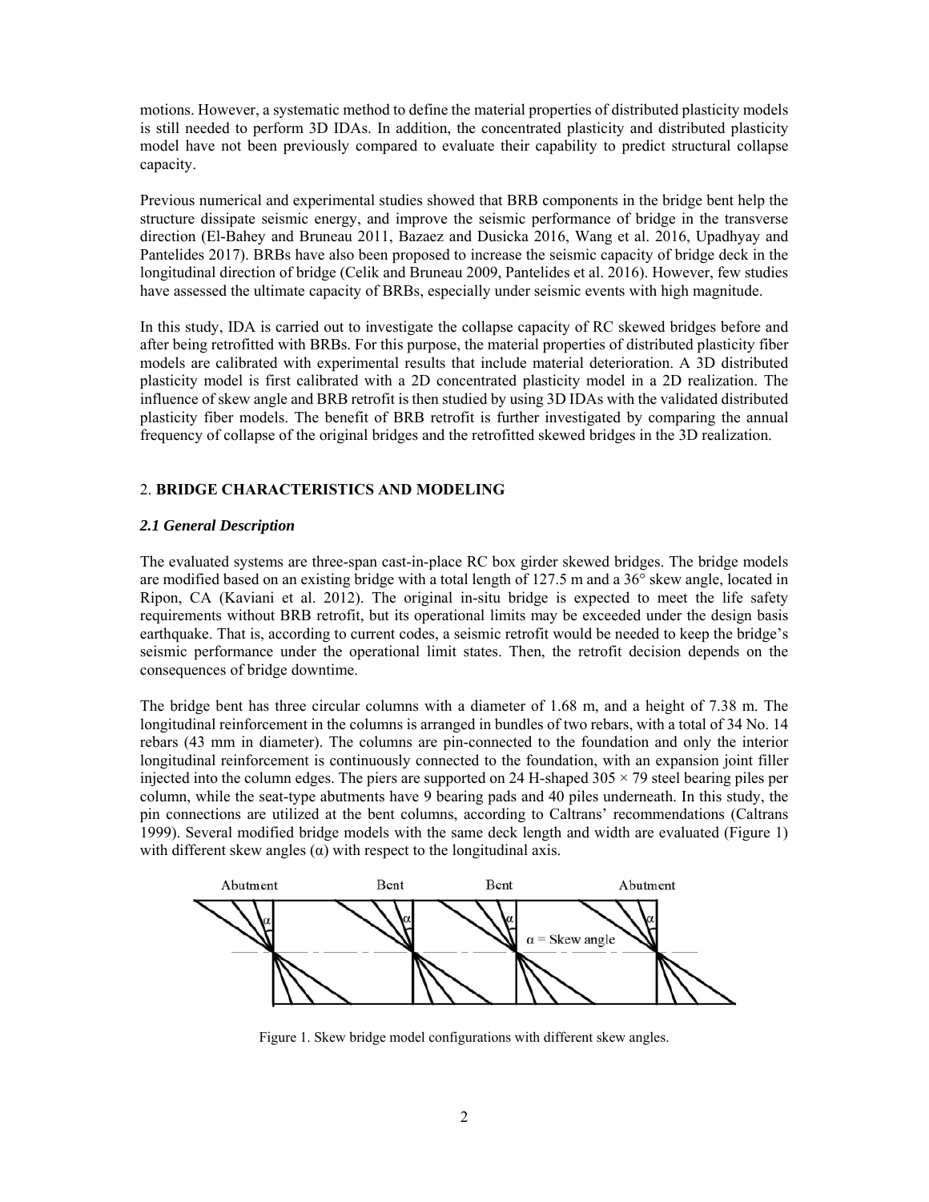motions. However, a systematic method to define the material properties of distributed plasticity models is still needed to perform 3D IDAs. In addition, the concentrated plasticity and distributed plasticity model have not been previously compared to evaluate their capability to predict structural collapse capacity.

Previous numerical and experimental studies showed that BRB components in the bridge bent help the structure dissipate seismic energy, and improve the seismic performance of bridge in the transverse direction (El-Bahey and Bruneau 2011, Bazaez and Dusicka 2016, Wang et al. 2016, Upadhyay and Pantelides 2017). BRBs have also been proposed to increase the seismic capacity of bridge deck in the longitudinal direction of bridge (Celik and Bruneau 2009, Pantelides et al. 2016). However, few studies have assessed the ultimate capacity of BRBs, especially under seismic events with high magnitude.

In this study, IDA is carried out to investigate the collapse capacity of RC skewed bridges before and after being retrofitted with BRBs. For this purpose, the material properties of distributed plasticity fiber models are calibrated with experimental results that include material deterioration. A 3D distributed plasticity model is first calibrated with a 2D concentrated plasticity model in a 2D realization. The influence of skew angle and BRB retrofit is then studied by using 3D IDAs with the validated distributed plasticity fiber models. The benefit of BRB retrofit is further investigated by comparing the annual frequency of collapse of the original bridges and the retrofitted skewed bridges in the 3D realization.

## 2. BRIDGE CHARACTERISTICS AND MODELING

### *2.1 General Description*

The evaluated systems are three-span cast-in-place RC box girder skewed bridges. The bridge models are modified based on an existing bridge with a total length of 127.5 m and a 36° skew angle, located in Ripon, CA (Kaviani et al. 2012). The original in-situ bridge is expected to meet the life safety requirements without BRB retrofit, but its operational limits may be exceeded under the design basis earthquake. That is, according to current codes, a seismic retrofit would be needed to keep the bridge's seismic performance under the operational limit states. Then, the retrofit decision depends on the consequences of bridge downtime.

The bridge bent has three circular columns with a diameter of 1.68 m, and a height of 7.38 m. The longitudinal reinforcement in the columns is arranged in bundles of two rebars, with a total of 34 No. 14 rebars (43 mm in diameter). The columns are pin-connected to the foundation and only the interior longitudinal reinforcement is continuously connected to the foundation, with an expansion joint filler injected into the column edges. The piers are supported on 24 H-shaped 305 × 79 steel bearing piles per column, while the seat-type abutments have 9 bearing pads and 40 piles underneath. In this study, the pin connections are utilized at the bent columns, according to Caltrans' recommendations (Caltrans 1999). Several modified bridge models with the same deck length and width are evaluated (Figure 1) with different skew angles ($\alpha$) with respect to the longitudinal axis.

Figure 1. Skew bridge model configurations with different skew angles.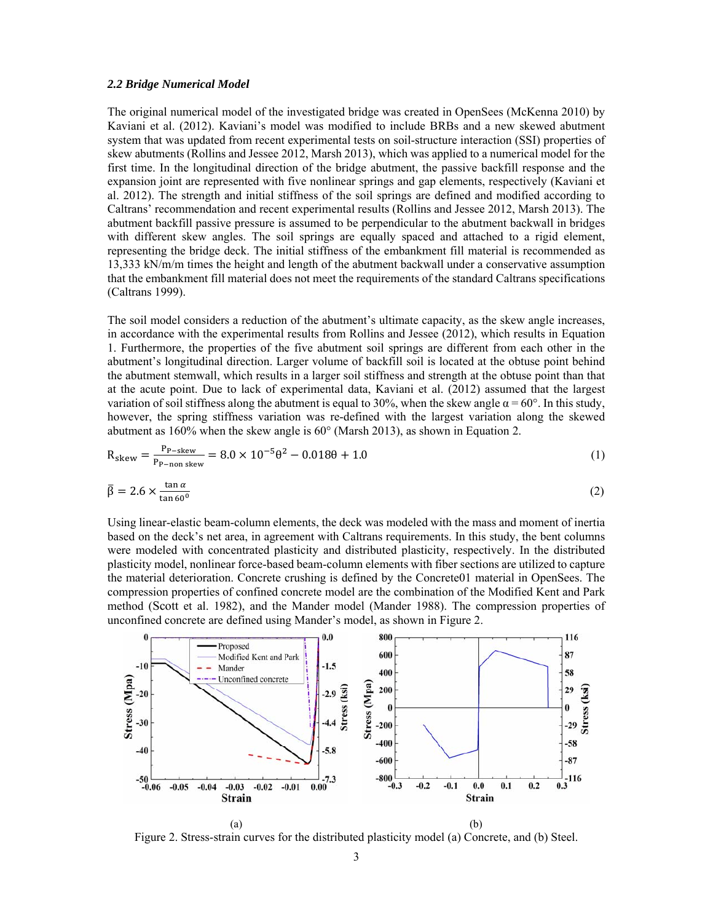### *2.2 Bridge Numerical Model*

The original numerical model of the investigated bridge was created in OpenSees (McKenna 2010) by Kaviani et al. (2012). Kaviani's model was modified to include BRBs and a new skewed abutment system that was updated from recent experimental tests on soil-structure interaction (SSI) properties of skew abutments (Rollins and Jessee 2012, Marsh 2013), which was applied to a numerical model for the first time. In the longitudinal direction of the bridge abutment, the passive backfill response and the expansion joint are represented with five nonlinear springs and gap elements, respectively (Kaviani et al. 2012). The strength and initial stiffness of the soil springs are defined and modified according to Caltrans' recommendation and recent experimental results (Rollins and Jessee 2012, Marsh 2013). The abutment backfill passive pressure is assumed to be perpendicular to the abutment backwall in bridges with different skew angles. The soil springs are equally spaced and attached to a rigid element, representing the bridge deck. The initial stiffness of the embankment fill material is recommended as 13,333 kN/m/m times the height and length of the abutment backwall under a conservative assumption that the embankment fill material does not meet the requirements of the standard Caltrans specifications (Caltrans 1999).

The soil model considers a reduction of the abutment's ultimate capacity, as the skew angle increases, in accordance with the experimental results from Rollins and Jessee (2012), which results in Equation 1. Furthermore, the properties of the five abutment soil springs are different from each other in the abutment's longitudinal direction. Larger volume of backfill soil is located at the obtuse point behind the abutment stemwall, which results in a larger soil stiffness and strength at the obtuse point than that at the acute point. Due to lack of experimental data, Kaviani et al. (2012) assumed that the largest variation of soil stiffness along the abutment is equal to 30%, when the skew angle $\alpha = 60°$. In this study, however, the spring stiffness variation was re-defined with the largest variation along the skewed abutment as 160% when the skew angle is 60° (Marsh 2013), as shown in Equation 2.

$$R_{skew} = \frac{P_{P-skew}}{P_{P-non\ skew}} = 8.0 \times 10^{-5}\theta^2 - 0.018\theta + 1.0 \tag{1}$$

$$\bar{\beta} = 2.6 \times \frac{\tan\alpha}{\tan 60^0} \tag{2}$$

Using linear-elastic beam-column elements, the deck was modeled with the mass and moment of inertia based on the deck's net area, in agreement with Caltrans requirements. In this study, the bent columns were modeled with concentrated plasticity and distributed plasticity, respectively. In the distributed plasticity model, nonlinear force-based beam-column elements with fiber sections are utilized to capture the material deterioration. Concrete crushing is defined by the Concrete01 material in OpenSees. The compression properties of confined concrete model are the combination of the Modified Kent and Park method (Scott et al. 1982), and the Mander model (Mander 1988). The compression properties of unconfined concrete are defined using Mander's model, as shown in Figure 2.

(a) (b)

Figure 2. Stress-strain curves for the distributed plasticity model (a) Concrete, and (b) Steel.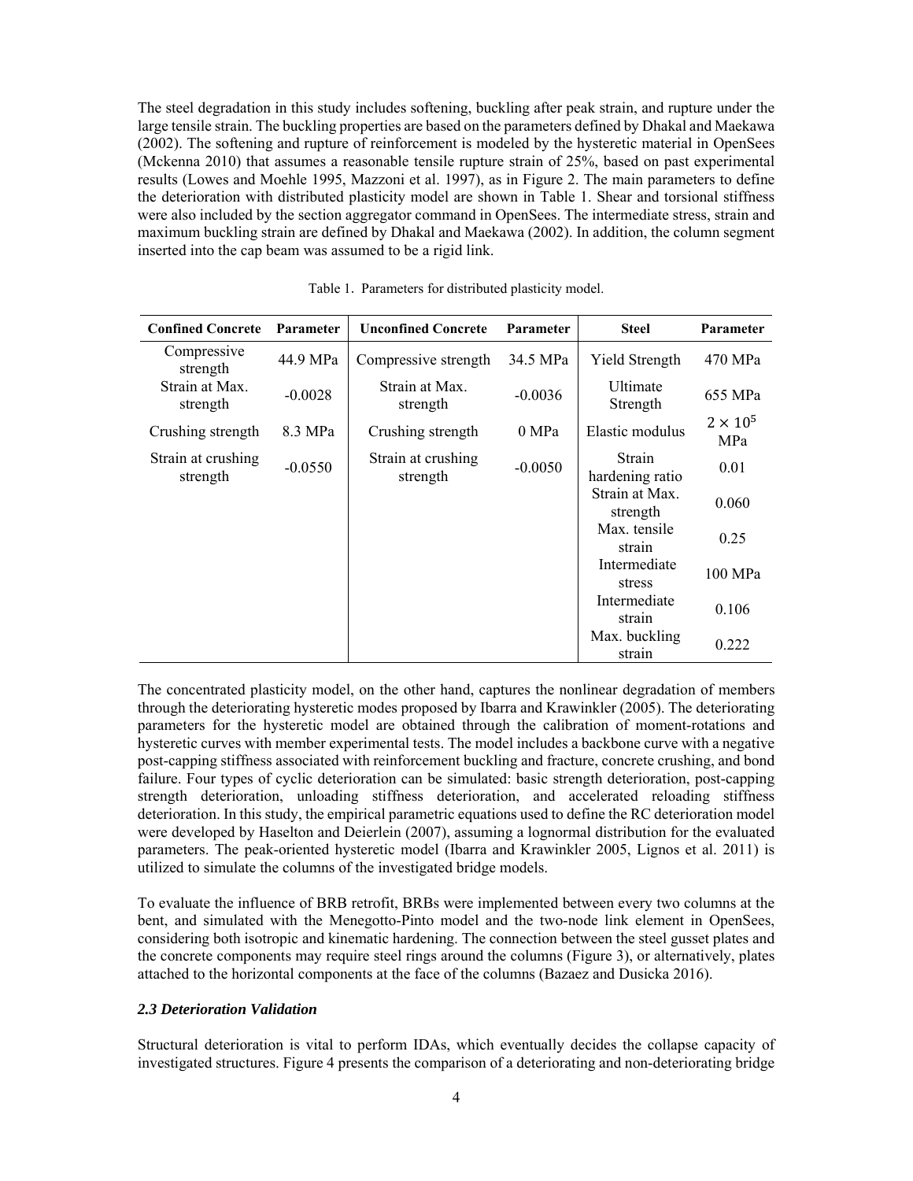The steel degradation in this study includes softening, buckling after peak strain, and rupture under the large tensile strain. The buckling properties are based on the parameters defined by Dhakal and Maekawa (2002). The softening and rupture of reinforcement is modeled by the hysteretic material in OpenSees (Mckenna 2010) that assumes a reasonable tensile rupture strain of 25%, based on past experimental results (Lowes and Moehle 1995, Mazzoni et al. 1997), as in Figure 2. The main parameters to define the deterioration with distributed plasticity model are shown in Table 1. Shear and torsional stiffness were also included by the section aggregator command in OpenSees. The intermediate stress, strain and maximum buckling strain are defined by Dhakal and Maekawa (2002). In addition, the column segment inserted into the cap beam was assumed to be a rigid link.

Table 1. Parameters for distributed plasticity model.

| Confined Concrete | Parameter | Unconfined Concrete | Parameter | Steel | Parameter |
|---|---|---|---|---|---|
| Compressive strength | 44.9 MPa | Compressive strength | 34.5 MPa | Yield Strength | 470 MPa |
| Strain at Max. strength | -0.0028 | Strain at Max. strength | -0.0036 | Ultimate Strength | 655 MPa |
| Crushing strength | 8.3 MPa | Crushing strength | 0 MPa | Elastic modulus | $2 \times 10^5$ MPa |
| Strain at crushing strength | -0.0550 | Strain at crushing strength | -0.0050 | Strain hardening ratio | 0.01 |
| | | | | Strain at Max. strength | 0.060 |
| | | | | Max. tensile strain | 0.25 |
| | | | | Intermediate stress | 100 MPa |
| | | | | Intermediate strain | 0.106 |
| | | | | Max. buckling strain | 0.222 |

The concentrated plasticity model, on the other hand, captures the nonlinear degradation of members through the deteriorating hysteretic modes proposed by Ibarra and Krawinkler (2005). The deteriorating parameters for the hysteretic model are obtained through the calibration of moment-rotations and hysteretic curves with member experimental tests. The model includes a backbone curve with a negative post-capping stiffness associated with reinforcement buckling and fracture, concrete crushing, and bond failure. Four types of cyclic deterioration can be simulated: basic strength deterioration, post-capping strength deterioration, unloading stiffness deterioration, and accelerated reloading stiffness deterioration. In this study, the empirical parametric equations used to define the RC deterioration model were developed by Haselton and Deierlein (2007), assuming a lognormal distribution for the evaluated parameters. The peak-oriented hysteretic model (Ibarra and Krawinkler 2005, Lignos et al. 2011) is utilized to simulate the columns of the investigated bridge models.

To evaluate the influence of BRB retrofit, BRBs were implemented between every two columns at the bent, and simulated with the Menegotto-Pinto model and the two-node link element in OpenSees, considering both isotropic and kinematic hardening. The connection between the steel gusset plates and the concrete components may require steel rings around the columns (Figure 3), or alternatively, plates attached to the horizontal components at the face of the columns (Bazaez and Dusicka 2016).

### *2.3 Deterioration Validation*

Structural deterioration is vital to perform IDAs, which eventually decides the collapse capacity of investigated structures. Figure 4 presents the comparison of a deteriorating and non-deteriorating bridge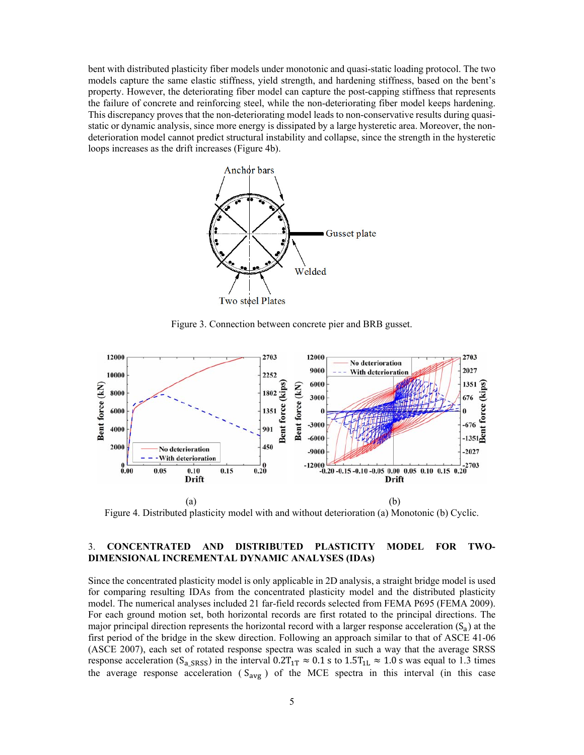bent with distributed plasticity fiber models under monotonic and quasi-static loading protocol. The two models capture the same elastic stiffness, yield strength, and hardening stiffness, based on the bent's property. However, the deteriorating fiber model can capture the post-capping stiffness that represents the failure of concrete and reinforcing steel, while the non-deteriorating fiber model keeps hardening. This discrepancy proves that the non-deteriorating model leads to non-conservative results during quasi-static or dynamic analysis, since more energy is dissipated by a large hysteretic area. Moreover, the non-deterioration model cannot predict structural instability and collapse, since the strength in the hysteretic loops increases as the drift increases (Figure 4b).

Figure 3. Connection between concrete pier and BRB gusset.

(a) (b)

Figure 4. Distributed plasticity model with and without deterioration (a) Monotonic (b) Cyclic.

## 3. CONCENTRATED AND DISTRIBUTED PLASTICITY MODEL FOR TWO-DIMENSIONAL INCREMENTAL DYNAMIC ANALYSES (IDAs)

Since the concentrated plasticity model is only applicable in 2D analysis, a straight bridge model is used for comparing resulting IDAs from the concentrated plasticity model and the distributed plasticity model. The numerical analyses included 21 far-field records selected from FEMA P695 (FEMA 2009). For each ground motion set, both horizontal records are first rotated to the principal directions. The major principal direction represents the horizontal record with a larger response acceleration ($S_a$) at the first period of the bridge in the skew direction. Following an approach similar to that of ASCE 41-06 (ASCE 2007), each set of rotated response spectra was scaled in such a way that the average SRSS response acceleration ($S_{a\_SRSS}$) in the interval $0.2T_{1T} \approx 0.1$ s to $1.5T_{1L} \approx 1.0$ s was equal to 1.3 times the average response acceleration ($S_{avg}$) of the MCE spectra in this interval (in this case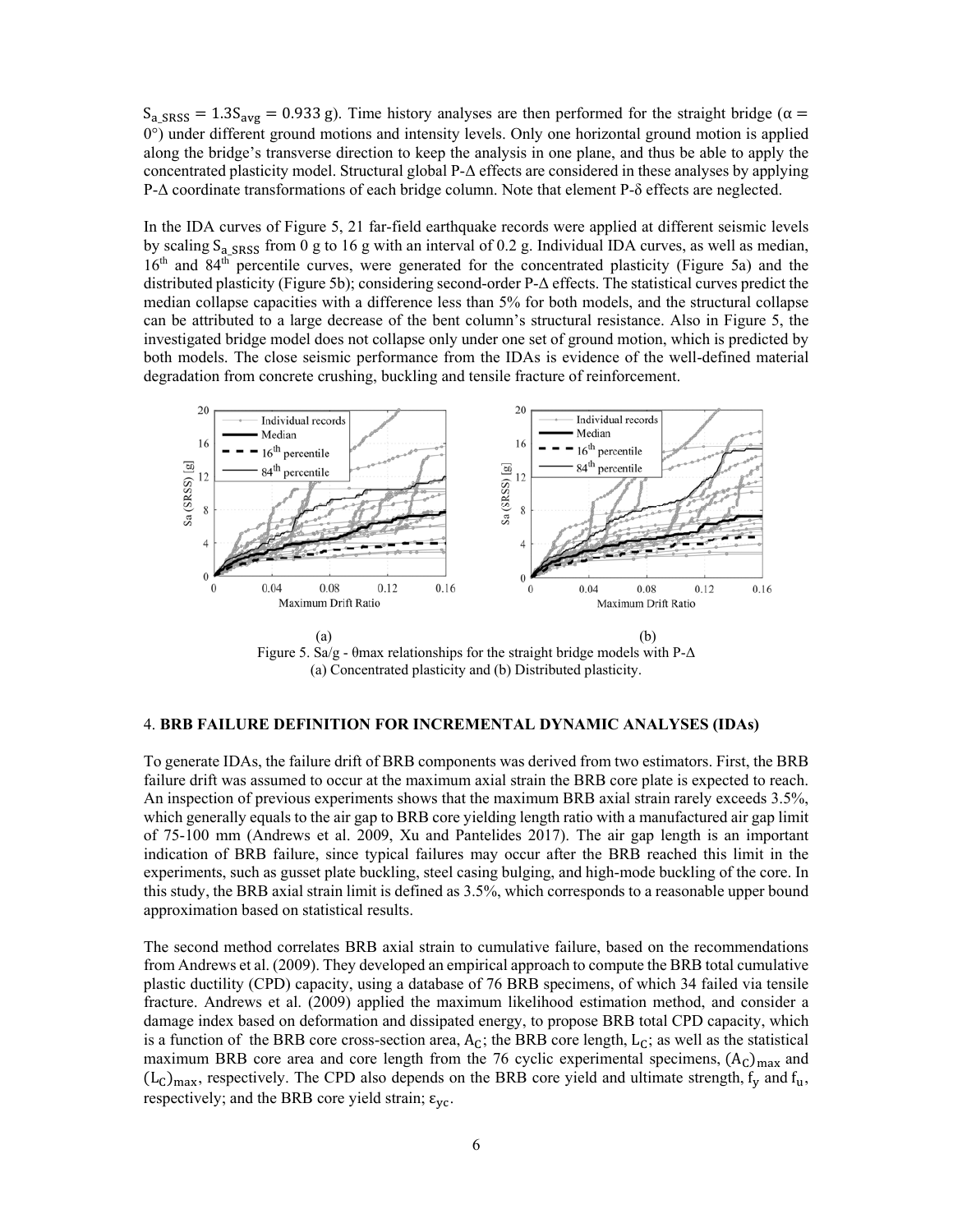$S_{a\_SRSS} = 1.3S_{avg} = 0.933$ g). Time history analyses are then performed for the straight bridge ($\alpha = 0°$) under different ground motions and intensity levels. Only one horizontal ground motion is applied along the bridge's transverse direction to keep the analysis in one plane, and thus be able to apply the concentrated plasticity model. Structural global P-Δ effects are considered in these analyses by applying P-Δ coordinate transformations of each bridge column. Note that element P-δ effects are neglected.

In the IDA curves of Figure 5, 21 far-field earthquake records were applied at different seismic levels by scaling $S_{a\_SRSS}$ from 0 g to 16 g with an interval of 0.2 g. Individual IDA curves, as well as median, 16th and 84th percentile curves, were generated for the concentrated plasticity (Figure 5a) and the distributed plasticity (Figure 5b); considering second-order P-Δ effects. The statistical curves predict the median collapse capacities with a difference less than 5% for both models, and the structural collapse can be attributed to a large decrease of the bent column's structural resistance. Also in Figure 5, the investigated bridge model does not collapse only under one set of ground motion, which is predicted by both models. The close seismic performance from the IDAs is evidence of the well-defined material degradation from concrete crushing, buckling and tensile fracture of reinforcement.

(a) (b)

Figure 5. Sa/g - θmax relationships for the straight bridge models with P-Δ
(a) Concentrated plasticity and (b) Distributed plasticity.

## 4. BRB FAILURE DEFINITION FOR INCREMENTAL DYNAMIC ANALYSES (IDAs)

To generate IDAs, the failure drift of BRB components was derived from two estimators. First, the BRB failure drift was assumed to occur at the maximum axial strain the BRB core plate is expected to reach. An inspection of previous experiments shows that the maximum BRB axial strain rarely exceeds 3.5%, which generally equals to the air gap to BRB core yielding length ratio with a manufactured air gap limit of 75-100 mm (Andrews et al. 2009, Xu and Pantelides 2017). The air gap length is an important indication of BRB failure, since typical failures may occur after the BRB reached this limit in the experiments, such as gusset plate buckling, steel casing bulging, and high-mode buckling of the core. In this study, the BRB axial strain limit is defined as 3.5%, which corresponds to a reasonable upper bound approximation based on statistical results.

The second method correlates BRB axial strain to cumulative failure, based on the recommendations from Andrews et al. (2009). They developed an empirical approach to compute the BRB total cumulative plastic ductility (CPD) capacity, using a database of 76 BRB specimens, of which 34 failed via tensile fracture. Andrews et al. (2009) applied the maximum likelihood estimation method, and consider a damage index based on deformation and dissipated energy, to propose BRB total CPD capacity, which is a function of the BRB core cross-section area, $A_C$; the BRB core length, $L_C$; as well as the statistical maximum BRB core area and core length from the 76 cyclic experimental specimens, $(A_C)_{max}$ and $(L_C)_{max}$, respectively. The CPD also depends on the BRB core yield and ultimate strength, $f_y$ and $f_u$, respectively; and the BRB core yield strain; $\varepsilon_{yc}$.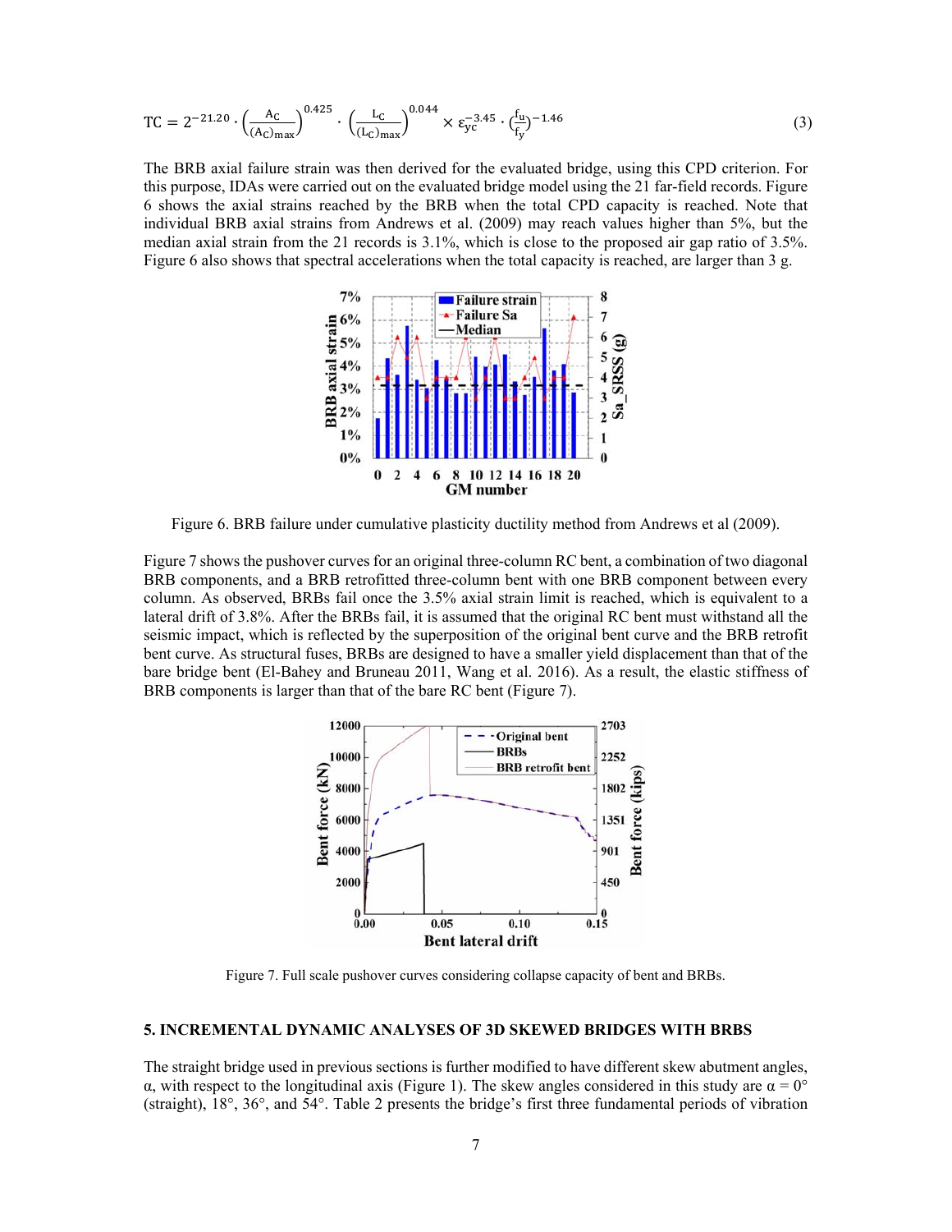$$\mathrm{TC} = 2^{-21.20} \cdot \left(\frac{A_C}{(A_C)_{max}}\right)^{0.425} \cdot \left(\frac{L_C}{(L_C)_{max}}\right)^{0.044} \times \varepsilon_{yc}^{-3.45} \cdot \left(\frac{f_u}{f_y}\right)^{-1.46} \tag{3}$$

The BRB axial failure strain was then derived for the evaluated bridge, using this CPD criterion. For this purpose, IDAs were carried out on the evaluated bridge model using the 21 far-field records. Figure 6 shows the axial strains reached by the BRB when the total CPD capacity is reached. Note that individual BRB axial strains from Andrews et al. (2009) may reach values higher than 5%, but the median axial strain from the 21 records is 3.1%, which is close to the proposed air gap ratio of 3.5%. Figure 6 also shows that spectral accelerations when the total capacity is reached, are larger than 3 g.

Figure 6. BRB failure under cumulative plasticity ductility method from Andrews et al (2009).

Figure 7 shows the pushover curves for an original three-column RC bent, a combination of two diagonal BRB components, and a BRB retrofitted three-column bent with one BRB component between every column. As observed, BRBs fail once the 3.5% axial strain limit is reached, which is equivalent to a lateral drift of 3.8%. After the BRBs fail, it is assumed that the original RC bent must withstand all the seismic impact, which is reflected by the superposition of the original bent curve and the BRB retrofit bent curve. As structural fuses, BRBs are designed to have a smaller yield displacement than that of the bare bridge bent (El-Bahey and Bruneau 2011, Wang et al. 2016). As a result, the elastic stiffness of BRB components is larger than that of the bare RC bent (Figure 7).

Figure 7. Full scale pushover curves considering collapse capacity of bent and BRBs.

## 5. INCREMENTAL DYNAMIC ANALYSES OF 3D SKEWED BRIDGES WITH BRBS

The straight bridge used in previous sections is further modified to have different skew abutment angles, α, with respect to the longitudinal axis (Figure 1). The skew angles considered in this study are α = 0° (straight), 18°, 36°, and 54°. Table 2 presents the bridge's first three fundamental periods of vibration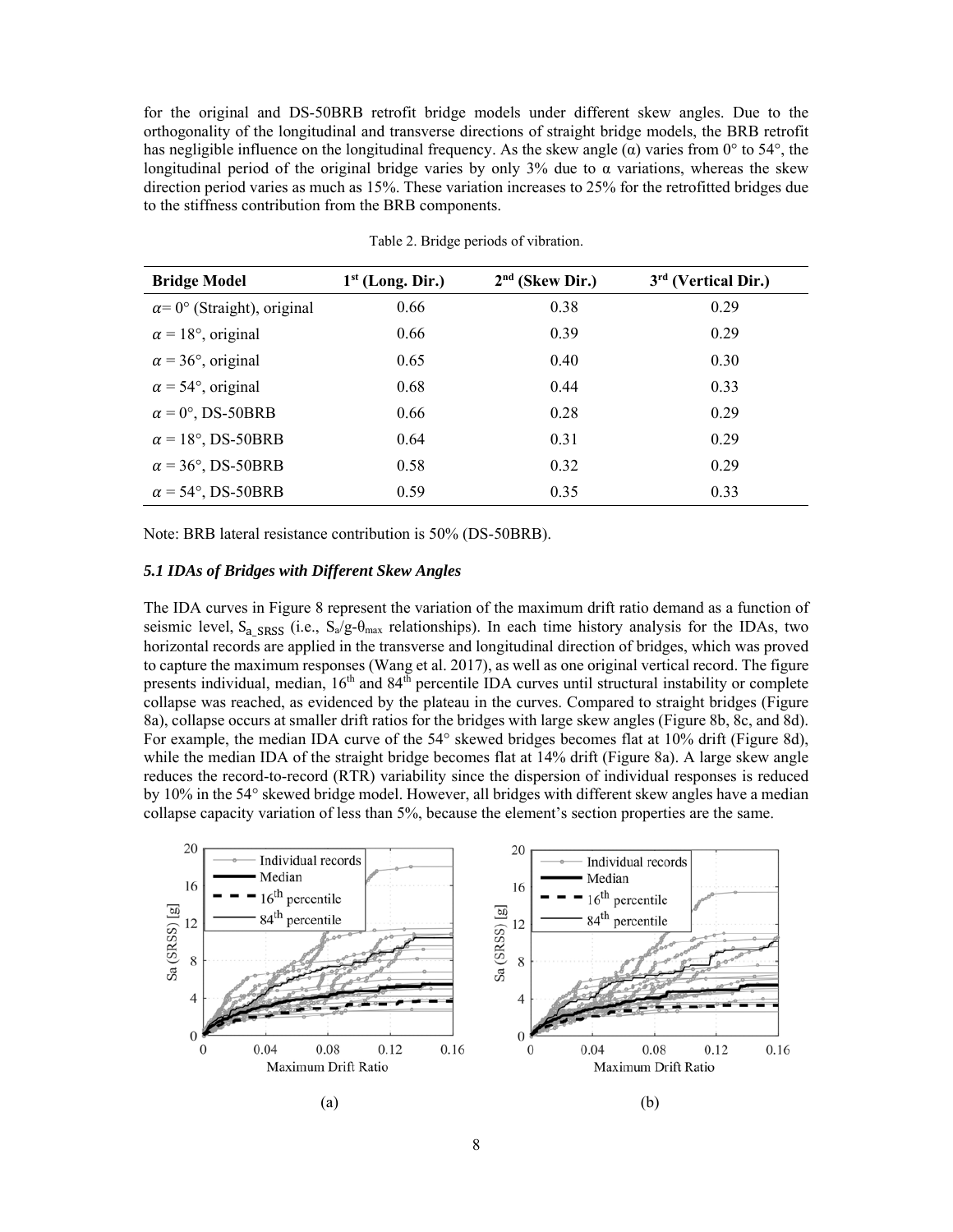for the original and DS-50BRB retrofit bridge models under different skew angles. Due to the orthogonality of the longitudinal and transverse directions of straight bridge models, the BRB retrofit has negligible influence on the longitudinal frequency. As the skew angle (α) varies from 0° to 54°, the longitudinal period of the original bridge varies by only 3% due to α variations, whereas the skew direction period varies as much as 15%. These variation increases to 25% for the retrofitted bridges due to the stiffness contribution from the BRB components.

Table 2. Bridge periods of vibration.

| Bridge Model | 1st (Long. Dir.) | 2nd (Skew Dir.) | 3rd (Vertical Dir.) |
|---|---|---|---|
| $\alpha = 0°$ (Straight), original | 0.66 | 0.38 | 0.29 |
| $\alpha = 18°$, original | 0.66 | 0.39 | 0.29 |
| $\alpha = 36°$, original | 0.65 | 0.40 | 0.30 |
| $\alpha = 54°$, original | 0.68 | 0.44 | 0.33 |
| $\alpha = 0°$, DS-50BRB | 0.66 | 0.28 | 0.29 |
| $\alpha = 18°$, DS-50BRB | 0.64 | 0.31 | 0.29 |
| $\alpha = 36°$, DS-50BRB | 0.58 | 0.32 | 0.29 |
| $\alpha = 54°$, DS-50BRB | 0.59 | 0.35 | 0.33 |

Note: BRB lateral resistance contribution is 50% (DS-50BRB).

### *5.1 IDAs of Bridges with Different Skew Angles*

The IDA curves in Figure 8 represent the variation of the maximum drift ratio demand as a function of seismic level, $S_{a\_SRSS}$ (i.e., $S_a/g$-$\theta_{max}$ relationships). In each time history analysis for the IDAs, two horizontal records are applied in the transverse and longitudinal direction of bridges, which was proved to capture the maximum responses (Wang et al. 2017), as well as one original vertical record. The figure presents individual, median, 16th and 84th percentile IDA curves until structural instability or complete collapse was reached, as evidenced by the plateau in the curves. Compared to straight bridges (Figure 8a), collapse occurs at smaller drift ratios for the bridges with large skew angles (Figure 8b, 8c, and 8d). For example, the median IDA curve of the 54° skewed bridges becomes flat at 10% drift (Figure 8d), while the median IDA of the straight bridge becomes flat at 14% drift (Figure 8a). A large skew angle reduces the record-to-record (RTR) variability since the dispersion of individual responses is reduced by 10% in the 54° skewed bridge model. However, all bridges with different skew angles have a median collapse capacity variation of less than 5%, because the element's section properties are the same.

(a)

(b)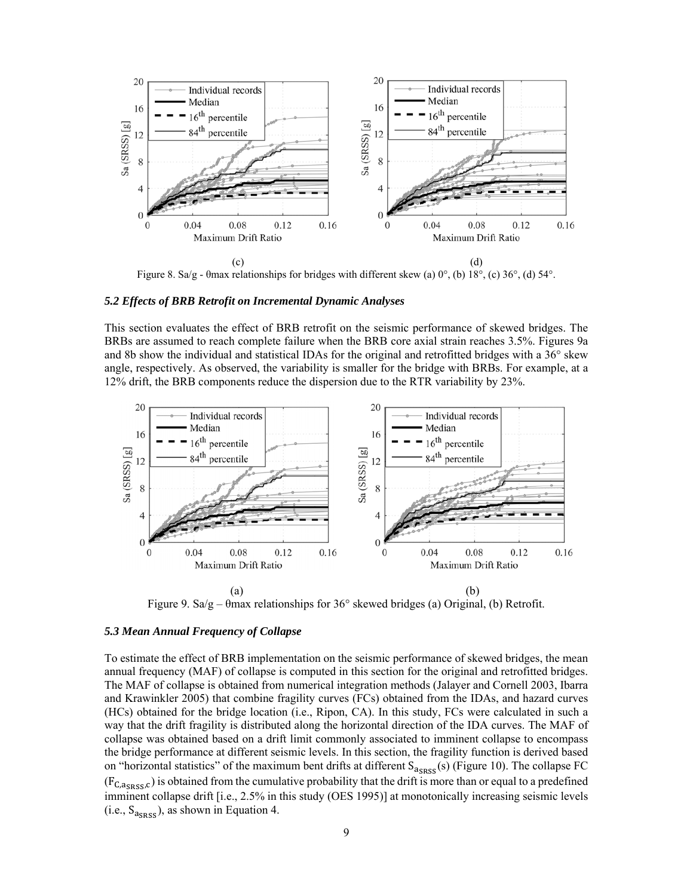(c) (d)

Figure 8. Sa/g - θmax relationships for bridges with different skew (a) 0°, (b) 18°, (c) 36°, (d) 54°.

### *5.2 Effects of BRB Retrofit on Incremental Dynamic Analyses*

This section evaluates the effect of BRB retrofit on the seismic performance of skewed bridges. The BRBs are assumed to reach complete failure when the BRB core axial strain reaches 3.5%. Figures 9a and 8b show the individual and statistical IDAs for the original and retrofitted bridges with a 36° skew angle, respectively. As observed, the variability is smaller for the bridge with BRBs. For example, at a 12% drift, the BRB components reduce the dispersion due to the RTR variability by 23%.

(a) (b)

Figure 9. Sa/g – θmax relationships for 36° skewed bridges (a) Original, (b) Retrofit.

### *5.3 Mean Annual Frequency of Collapse*

To estimate the effect of BRB implementation on the seismic performance of skewed bridges, the mean annual frequency (MAF) of collapse is computed in this section for the original and retrofitted bridges. The MAF of collapse is obtained from numerical integration methods (Jalayer and Cornell 2003, Ibarra and Krawinkler 2005) that combine fragility curves (FCs) obtained from the IDAs, and hazard curves (HCs) obtained for the bridge location (i.e., Ripon, CA). In this study, FCs were calculated in such a way that the drift fragility is distributed along the horizontal direction of the IDA curves. The MAF of collapse was obtained based on a drift limit commonly associated to imminent collapse to encompass the bridge performance at different seismic levels. In this section, the fragility function is derived based on "horizontal statistics" of the maximum bent drifts at different $S_{a_{SRSS}}(s)$ (Figure 10). The collapse FC ($F_{C,a_{SRSS},c}$) is obtained from the cumulative probability that the drift is more than or equal to a predefined imminent collapse drift [i.e., 2.5% in this study (OES 1995)] at monotonically increasing seismic levels (i.e., $S_{a_{SRSS}}$), as shown in Equation 4.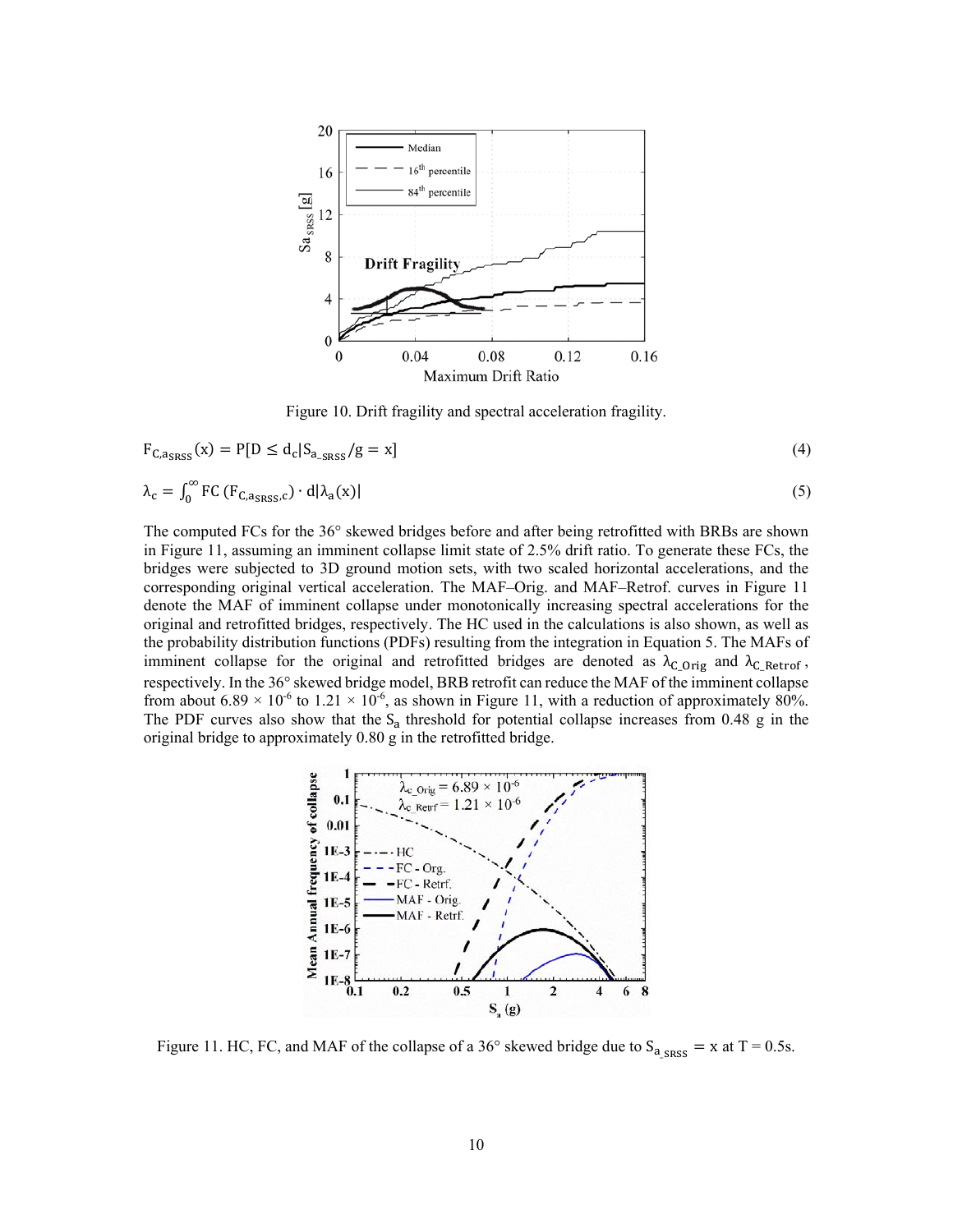Figure 10. Drift fragility and spectral acceleration fragility.

$$F_{C,a_{SRSS}}(x) = P[D \leq d_c | S_{a\_SRSS}/g = x] \tag{4}$$

$$\lambda_c = \int_0^{\infty} FC\,(F_{C,a_{SRSS},c}) \cdot d|\lambda_a(x)| \tag{5}$$

The computed FCs for the 36° skewed bridges before and after being retrofitted with BRBs are shown in Figure 11, assuming an imminent collapse limit state of 2.5% drift ratio. To generate these FCs, the bridges were subjected to 3D ground motion sets, with two scaled horizontal accelerations, and the corresponding original vertical acceleration. The MAF–Orig. and MAF–Retrof. curves in Figure 11 denote the MAF of imminent collapse under monotonically increasing spectral accelerations for the original and retrofitted bridges, respectively. The HC used in the calculations is also shown, as well as the probability distribution functions (PDFs) resulting from the integration in Equation 5. The MAFs of imminent collapse for the original and retrofitted bridges are denoted as $\lambda_{C\_Orig}$ and $\lambda_{C\_Retrof}$, respectively. In the 36° skewed bridge model, BRB retrofit can reduce the MAF of the imminent collapse from about $6.89 \times 10^{-6}$ to $1.21 \times 10^{-6}$, as shown in Figure 11, with a reduction of approximately 80%. The PDF curves also show that the $S_a$ threshold for potential collapse increases from 0.48 g in the original bridge to approximately 0.80 g in the retrofitted bridge.

Figure 11. HC, FC, and MAF of the collapse of a 36° skewed bridge due to $S_{a\_SRSS} = x$ at T = 0.5s.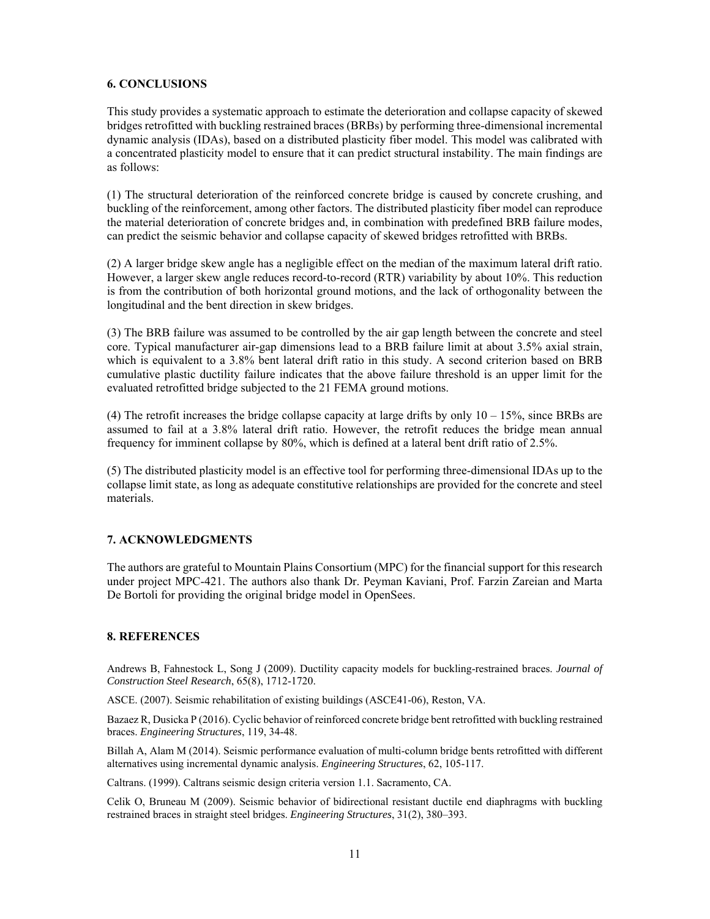## 6. CONCLUSIONS

This study provides a systematic approach to estimate the deterioration and collapse capacity of skewed bridges retrofitted with buckling restrained braces (BRBs) by performing three-dimensional incremental dynamic analysis (IDAs), based on a distributed plasticity fiber model. This model was calibrated with a concentrated plasticity model to ensure that it can predict structural instability. The main findings are as follows:

(1) The structural deterioration of the reinforced concrete bridge is caused by concrete crushing, and buckling of the reinforcement, among other factors. The distributed plasticity fiber model can reproduce the material deterioration of concrete bridges and, in combination with predefined BRB failure modes, can predict the seismic behavior and collapse capacity of skewed bridges retrofitted with BRBs.

(2) A larger bridge skew angle has a negligible effect on the median of the maximum lateral drift ratio. However, a larger skew angle reduces record-to-record (RTR) variability by about 10%. This reduction is from the contribution of both horizontal ground motions, and the lack of orthogonality between the longitudinal and the bent direction in skew bridges.

(3) The BRB failure was assumed to be controlled by the air gap length between the concrete and steel core. Typical manufacturer air-gap dimensions lead to a BRB failure limit at about 3.5% axial strain, which is equivalent to a 3.8% bent lateral drift ratio in this study. A second criterion based on BRB cumulative plastic ductility failure indicates that the above failure threshold is an upper limit for the evaluated retrofitted bridge subjected to the 21 FEMA ground motions.

(4) The retrofit increases the bridge collapse capacity at large drifts by only 10 – 15%, since BRBs are assumed to fail at a 3.8% lateral drift ratio. However, the retrofit reduces the bridge mean annual frequency for imminent collapse by 80%, which is defined at a lateral bent drift ratio of 2.5%.

(5) The distributed plasticity model is an effective tool for performing three-dimensional IDAs up to the collapse limit state, as long as adequate constitutive relationships are provided for the concrete and steel materials.

## 7. ACKNOWLEDGMENTS

The authors are grateful to Mountain Plains Consortium (MPC) for the financial support for this research under project MPC-421. The authors also thank Dr. Peyman Kaviani, Prof. Farzin Zareian and Marta De Bortoli for providing the original bridge model in OpenSees.

## 8. REFERENCES

Andrews B, Fahnestock L, Song J (2009). Ductility capacity models for buckling-restrained braces. *Journal of Construction Steel Research*, 65(8), 1712-1720.

ASCE. (2007). Seismic rehabilitation of existing buildings (ASCE41-06), Reston, VA.

Bazaez R, Dusicka P (2016). Cyclic behavior of reinforced concrete bridge bent retrofitted with buckling restrained braces. *Engineering Structures*, 119, 34-48.

Billah A, Alam M (2014). Seismic performance evaluation of multi-column bridge bents retrofitted with different alternatives using incremental dynamic analysis. *Engineering Structures*, 62, 105-117.

Caltrans. (1999). Caltrans seismic design criteria version 1.1. Sacramento, CA.

Celik O, Bruneau M (2009). Seismic behavior of bidirectional resistant ductile end diaphragms with buckling restrained braces in straight steel bridges. *Engineering Structures*, 31(2), 380–393.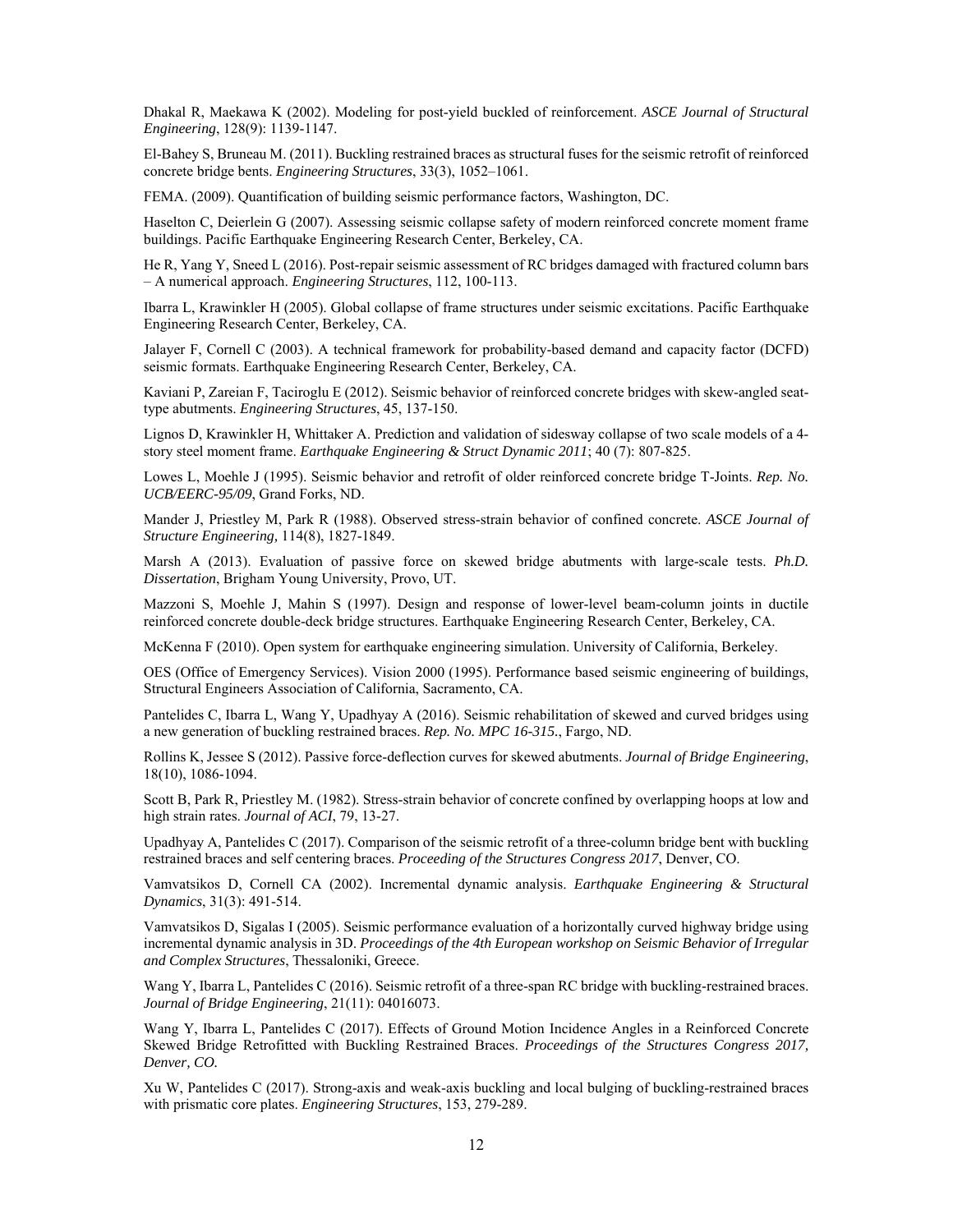Dhakal R, Maekawa K (2002). Modeling for post-yield buckled of reinforcement. *ASCE Journal of Structural Engineering*, 128(9): 1139-1147.

El-Bahey S, Bruneau M. (2011). Buckling restrained braces as structural fuses for the seismic retrofit of reinforced concrete bridge bents. *Engineering Structures*, 33(3), 1052–1061.

FEMA. (2009). Quantification of building seismic performance factors, Washington, DC.

Haselton C, Deierlein G (2007). Assessing seismic collapse safety of modern reinforced concrete moment frame buildings. Pacific Earthquake Engineering Research Center, Berkeley, CA.

He R, Yang Y, Sneed L (2016). Post-repair seismic assessment of RC bridges damaged with fractured column bars – A numerical approach. *Engineering Structures*, 112, 100-113.

Ibarra L, Krawinkler H (2005). Global collapse of frame structures under seismic excitations. Pacific Earthquake Engineering Research Center, Berkeley, CA.

Jalayer F, Cornell C (2003). A technical framework for probability-based demand and capacity factor (DCFD) seismic formats. Earthquake Engineering Research Center, Berkeley, CA.

Kaviani P, Zareian F, Taciroglu E (2012). Seismic behavior of reinforced concrete bridges with skew-angled seat-type abutments. *Engineering Structures*, 45, 137-150.

Lignos D, Krawinkler H, Whittaker A. Prediction and validation of sidesway collapse of two scale models of a 4-story steel moment frame. *Earthquake Engineering & Struct Dynamic 2011*; 40 (7): 807-825.

Lowes L, Moehle J (1995). Seismic behavior and retrofit of older reinforced concrete bridge T-Joints. *Rep. No. UCB/EERC-95/09*, Grand Forks, ND.

Mander J, Priestley M, Park R (1988). Observed stress-strain behavior of confined concrete. *ASCE Journal of Structure Engineering,* 114(8), 1827-1849.

Marsh A (2013). Evaluation of passive force on skewed bridge abutments with large-scale tests. *Ph.D. Dissertation*, Brigham Young University, Provo, UT.

Mazzoni S, Moehle J, Mahin S (1997). Design and response of lower-level beam-column joints in ductile reinforced concrete double-deck bridge structures. Earthquake Engineering Research Center, Berkeley, CA.

McKenna F (2010). Open system for earthquake engineering simulation. University of California, Berkeley.

OES (Office of Emergency Services). Vision 2000 (1995). Performance based seismic engineering of buildings, Structural Engineers Association of California, Sacramento, CA.

Pantelides C, Ibarra L, Wang Y, Upadhyay A (2016). Seismic rehabilitation of skewed and curved bridges using a new generation of buckling restrained braces. *Rep. No. MPC 16-315.*, Fargo, ND.

Rollins K, Jessee S (2012). Passive force-deflection curves for skewed abutments. *Journal of Bridge Engineering*, 18(10), 1086-1094.

Scott B, Park R, Priestley M. (1982). Stress-strain behavior of concrete confined by overlapping hoops at low and high strain rates. *Journal of ACI*, 79, 13-27.

Upadhyay A, Pantelides C (2017). Comparison of the seismic retrofit of a three-column bridge bent with buckling restrained braces and self centering braces. *Proceeding of the Structures Congress 2017*, Denver, CO.

Vamvatsikos D, Cornell CA (2002). Incremental dynamic analysis. *Earthquake Engineering & Structural Dynamics*, 31(3): 491-514.

Vamvatsikos D, Sigalas I (2005). Seismic performance evaluation of a horizontally curved highway bridge using incremental dynamic analysis in 3D. *Proceedings of the 4th European workshop on Seismic Behavior of Irregular and Complex Structures*, Thessaloniki, Greece.

Wang Y, Ibarra L, Pantelides C (2016). Seismic retrofit of a three-span RC bridge with buckling-restrained braces. *Journal of Bridge Engineering*, 21(11): 04016073.

Wang Y, Ibarra L, Pantelides C (2017). Effects of Ground Motion Incidence Angles in a Reinforced Concrete Skewed Bridge Retrofitted with Buckling Restrained Braces. *Proceedings of the Structures Congress 2017, Denver, CO.*

Xu W, Pantelides C (2017). Strong-axis and weak-axis buckling and local bulging of buckling-restrained braces with prismatic core plates. *Engineering Structures*, 153, 279-289.